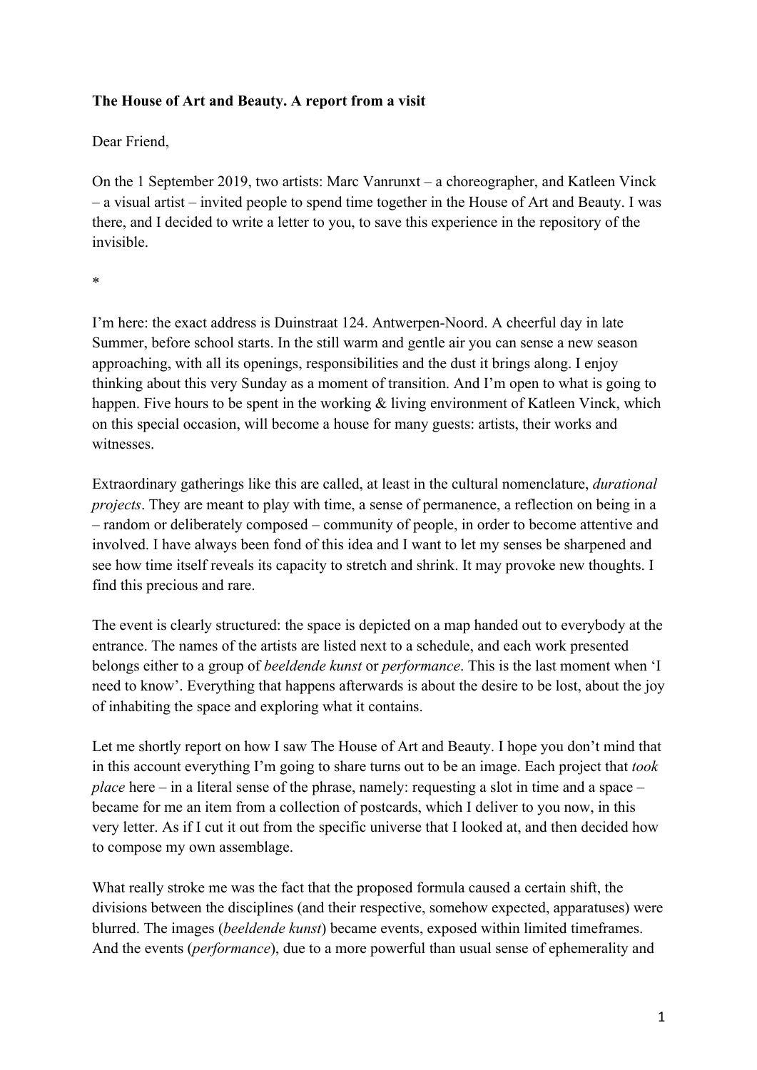**The House of Art and Beauty. A report from a visit**

Dear Friend,

On the 1 September 2019, two artists: Marc Vanrunxt – a choreographer, and Katleen Vinck – a visual artist – invited people to spend time together in the House of Art and Beauty. I was there, and I decided to write a letter to you, to save this experience in the repository of the invisible.

*

I'm here: the exact address is Duinstraat 124. Antwerpen-Noord. A cheerful day in late Summer, before school starts. In the still warm and gentle air you can sense a new season approaching, with all its openings, responsibilities and the dust it brings along. I enjoy thinking about this very Sunday as a moment of transition. And I'm open to what is going to happen. Five hours to be spent in the working & living environment of Katleen Vinck, which on this special occasion, will become a house for many guests: artists, their works and witnesses.

Extraordinary gatherings like this are called, at least in the cultural nomenclature, *durational projects*. They are meant to play with time, a sense of permanence, a reflection on being in a – random or deliberately composed – community of people, in order to become attentive and involved. I have always been fond of this idea and I want to let my senses be sharpened and see how time itself reveals its capacity to stretch and shrink. It may provoke new thoughts. I find this precious and rare.

The event is clearly structured: the space is depicted on a map handed out to everybody at the entrance. The names of the artists are listed next to a schedule, and each work presented belongs either to a group of *beeldende kunst* or *performance*. This is the last moment when 'I need to know'. Everything that happens afterwards is about the desire to be lost, about the joy of inhabiting the space and exploring what it contains.

Let me shortly report on how I saw The House of Art and Beauty. I hope you don't mind that in this account everything I'm going to share turns out to be an image. Each project that *took place* here – in a literal sense of the phrase, namely: requesting a slot in time and a space – became for me an item from a collection of postcards, which I deliver to you now, in this very letter. As if I cut it out from the specific universe that I looked at, and then decided how to compose my own assemblage.

What really stroke me was the fact that the proposed formula caused a certain shift, the divisions between the disciplines (and their respective, somehow expected, apparatuses) were blurred. The images (*beeldende kunst*) became events, exposed within limited timeframes. And the events (*performance*), due to a more powerful than usual sense of ephemerality and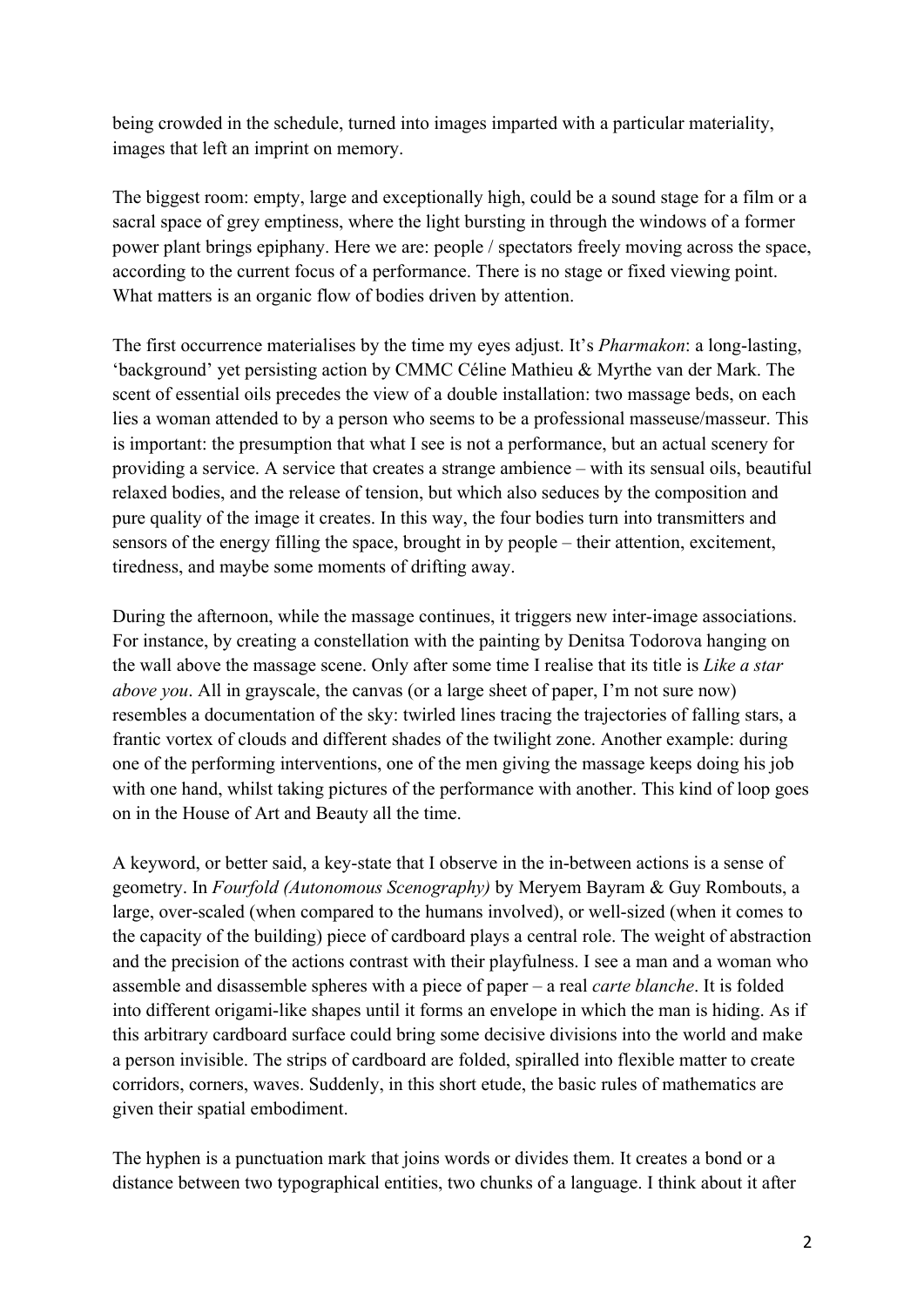being crowded in the schedule, turned into images imparted with a particular materiality, images that left an imprint on memory.

The biggest room: empty, large and exceptionally high, could be a sound stage for a film or a sacral space of grey emptiness, where the light bursting in through the windows of a former power plant brings epiphany. Here we are: people / spectators freely moving across the space, according to the current focus of a performance. There is no stage or fixed viewing point. What matters is an organic flow of bodies driven by attention.

The first occurrence materialises by the time my eyes adjust. It's *Pharmakon*: a long-lasting, 'background' yet persisting action by CMMC Céline Mathieu & Myrthe van der Mark. The scent of essential oils precedes the view of a double installation: two massage beds, on each lies a woman attended to by a person who seems to be a professional masseuse/masseur. This is important: the presumption that what I see is not a performance, but an actual scenery for providing a service. A service that creates a strange ambience – with its sensual oils, beautiful relaxed bodies, and the release of tension, but which also seduces by the composition and pure quality of the image it creates. In this way, the four bodies turn into transmitters and sensors of the energy filling the space, brought in by people – their attention, excitement, tiredness, and maybe some moments of drifting away.

During the afternoon, while the massage continues, it triggers new inter-image associations. For instance, by creating a constellation with the painting by Denitsa Todorova hanging on the wall above the massage scene. Only after some time I realise that its title is *Like a star above you*. All in grayscale, the canvas (or a large sheet of paper, I'm not sure now) resembles a documentation of the sky: twirled lines tracing the trajectories of falling stars, a frantic vortex of clouds and different shades of the twilight zone. Another example: during one of the performing interventions, one of the men giving the massage keeps doing his job with one hand, whilst taking pictures of the performance with another. This kind of loop goes on in the House of Art and Beauty all the time.

A keyword, or better said, a key-state that I observe in the in-between actions is a sense of geometry. In *Fourfold (Autonomous Scenography)* by Meryem Bayram & Guy Rombouts, a large, over-scaled (when compared to the humans involved), or well-sized (when it comes to the capacity of the building) piece of cardboard plays a central role. The weight of abstraction and the precision of the actions contrast with their playfulness. I see a man and a woman who assemble and disassemble spheres with a piece of paper – a real *carte blanche*. It is folded into different origami-like shapes until it forms an envelope in which the man is hiding. As if this arbitrary cardboard surface could bring some decisive divisions into the world and make a person invisible. The strips of cardboard are folded, spiralled into flexible matter to create corridors, corners, waves. Suddenly, in this short etude, the basic rules of mathematics are given their spatial embodiment.

The hyphen is a punctuation mark that joins words or divides them. It creates a bond or a distance between two typographical entities, two chunks of a language. I think about it after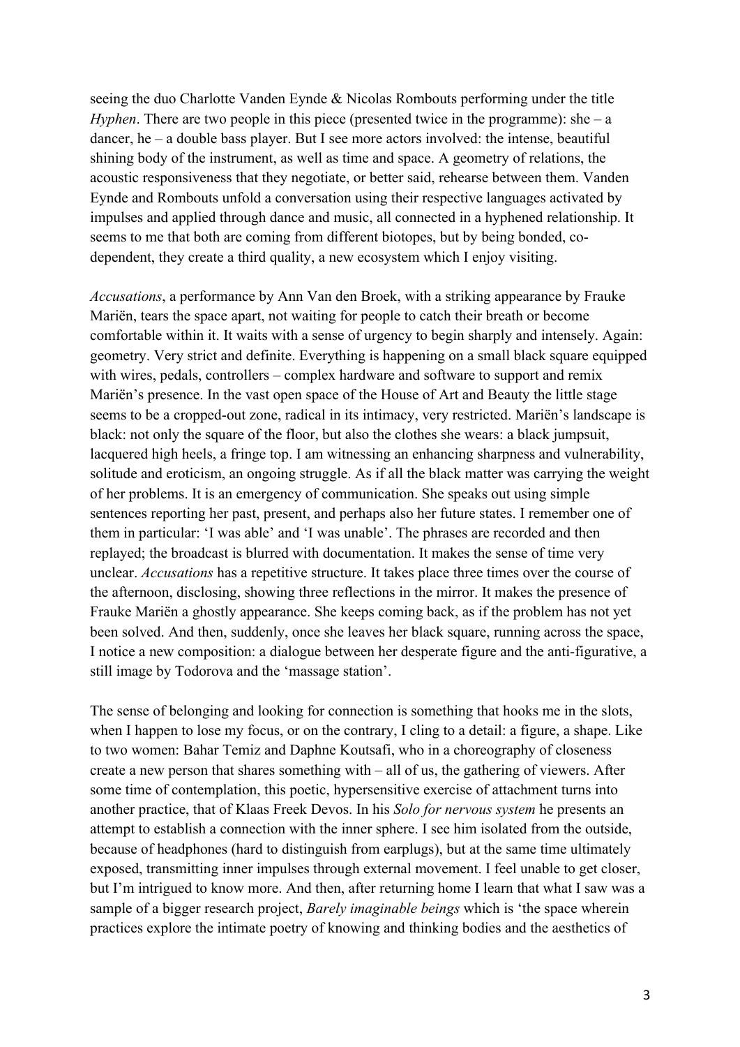seeing the duo Charlotte Vanden Eynde & Nicolas Rombouts performing under the title *Hyphen*. There are two people in this piece (presented twice in the programme): she – a dancer, he – a double bass player. But I see more actors involved: the intense, beautiful shining body of the instrument, as well as time and space. A geometry of relations, the acoustic responsiveness that they negotiate, or better said, rehearse between them. Vanden Eynde and Rombouts unfold a conversation using their respective languages activated by impulses and applied through dance and music, all connected in a hyphened relationship. It seems to me that both are coming from different biotopes, but by being bonded, co-dependent, they create a third quality, a new ecosystem which I enjoy visiting.

*Accusations*, a performance by Ann Van den Broek, with a striking appearance by Frauke Mariën, tears the space apart, not waiting for people to catch their breath or become comfortable within it. It waits with a sense of urgency to begin sharply and intensely. Again: geometry. Very strict and definite. Everything is happening on a small black square equipped with wires, pedals, controllers – complex hardware and software to support and remix Mariën's presence. In the vast open space of the House of Art and Beauty the little stage seems to be a cropped-out zone, radical in its intimacy, very restricted. Mariën's landscape is black: not only the square of the floor, but also the clothes she wears: a black jumpsuit, lacquered high heels, a fringe top. I am witnessing an enhancing sharpness and vulnerability, solitude and eroticism, an ongoing struggle. As if all the black matter was carrying the weight of her problems. It is an emergency of communication. She speaks out using simple sentences reporting her past, present, and perhaps also her future states. I remember one of them in particular: 'I was able' and 'I was unable'. The phrases are recorded and then replayed; the broadcast is blurred with documentation. It makes the sense of time very unclear. *Accusations* has a repetitive structure. It takes place three times over the course of the afternoon, disclosing, showing three reflections in the mirror. It makes the presence of Frauke Mariën a ghostly appearance. She keeps coming back, as if the problem has not yet been solved. And then, suddenly, once she leaves her black square, running across the space, I notice a new composition: a dialogue between her desperate figure and the anti-figurative, a still image by Todorova and the 'massage station'.

The sense of belonging and looking for connection is something that hooks me in the slots, when I happen to lose my focus, or on the contrary, I cling to a detail: a figure, a shape. Like to two women: Bahar Temiz and Daphne Koutsafi, who in a choreography of closeness create a new person that shares something with – all of us, the gathering of viewers. After some time of contemplation, this poetic, hypersensitive exercise of attachment turns into another practice, that of Klaas Freek Devos. In his *Solo for nervous system* he presents an attempt to establish a connection with the inner sphere. I see him isolated from the outside, because of headphones (hard to distinguish from earplugs), but at the same time ultimately exposed, transmitting inner impulses through external movement. I feel unable to get closer, but I'm intrigued to know more. And then, after returning home I learn that what I saw was a sample of a bigger research project, *Barely imaginable beings* which is 'the space wherein practices explore the intimate poetry of knowing and thinking bodies and the aesthetics of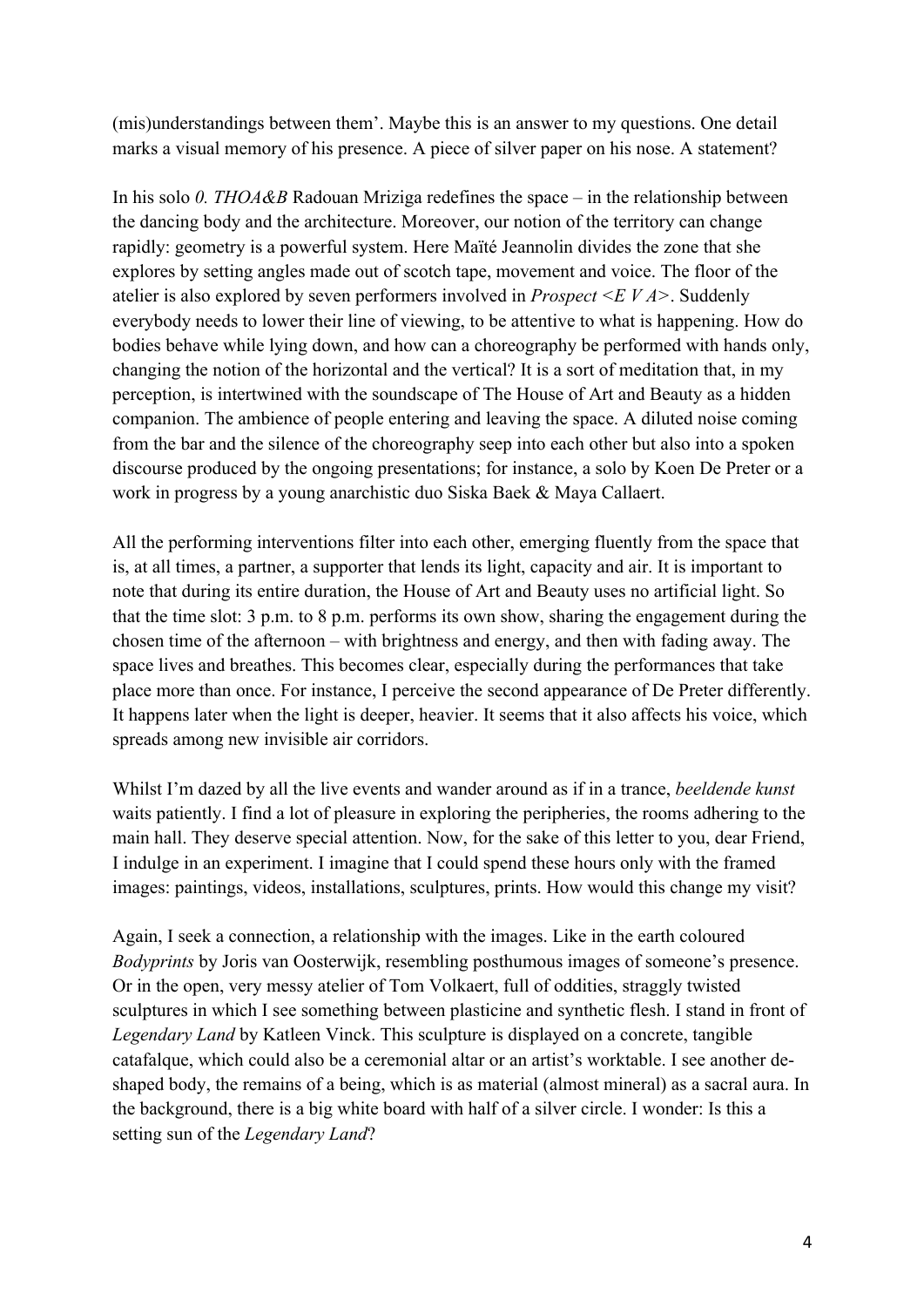(mis)understandings between them'. Maybe this is an answer to my questions. One detail marks a visual memory of his presence. A piece of silver paper on his nose. A statement?

In his solo *0. THOA&B* Radouan Mriziga redefines the space – in the relationship between the dancing body and the architecture. Moreover, our notion of the territory can change rapidly: geometry is a powerful system. Here Maïté Jeannolin divides the zone that she explores by setting angles made out of scotch tape, movement and voice. The floor of the atelier is also explored by seven performers involved in *Prospect <E V A>*. Suddenly everybody needs to lower their line of viewing, to be attentive to what is happening. How do bodies behave while lying down, and how can a choreography be performed with hands only, changing the notion of the horizontal and the vertical? It is a sort of meditation that, in my perception, is intertwined with the soundscape of The House of Art and Beauty as a hidden companion. The ambience of people entering and leaving the space. A diluted noise coming from the bar and the silence of the choreography seep into each other but also into a spoken discourse produced by the ongoing presentations; for instance, a solo by Koen De Preter or a work in progress by a young anarchistic duo Siska Baek & Maya Callaert.

All the performing interventions filter into each other, emerging fluently from the space that is, at all times, a partner, a supporter that lends its light, capacity and air. It is important to note that during its entire duration, the House of Art and Beauty uses no artificial light. So that the time slot: 3 p.m. to 8 p.m. performs its own show, sharing the engagement during the chosen time of the afternoon – with brightness and energy, and then with fading away. The space lives and breathes. This becomes clear, especially during the performances that take place more than once. For instance, I perceive the second appearance of De Preter differently. It happens later when the light is deeper, heavier. It seems that it also affects his voice, which spreads among new invisible air corridors.

Whilst I'm dazed by all the live events and wander around as if in a trance, *beeldende kunst* waits patiently. I find a lot of pleasure in exploring the peripheries, the rooms adhering to the main hall. They deserve special attention. Now, for the sake of this letter to you, dear Friend, I indulge in an experiment. I imagine that I could spend these hours only with the framed images: paintings, videos, installations, sculptures, prints. How would this change my visit?

Again, I seek a connection, a relationship with the images. Like in the earth coloured *Bodyprints* by Joris van Oosterwijk, resembling posthumous images of someone's presence. Or in the open, very messy atelier of Tom Volkaert, full of oddities, straggly twisted sculptures in which I see something between plasticine and synthetic flesh. I stand in front of *Legendary Land* by Katleen Vinck. This sculpture is displayed on a concrete, tangible catafalque, which could also be a ceremonial altar or an artist's worktable. I see another de-shaped body, the remains of a being, which is as material (almost mineral) as a sacral aura. In the background, there is a big white board with half of a silver circle. I wonder: Is this a setting sun of the *Legendary Land*?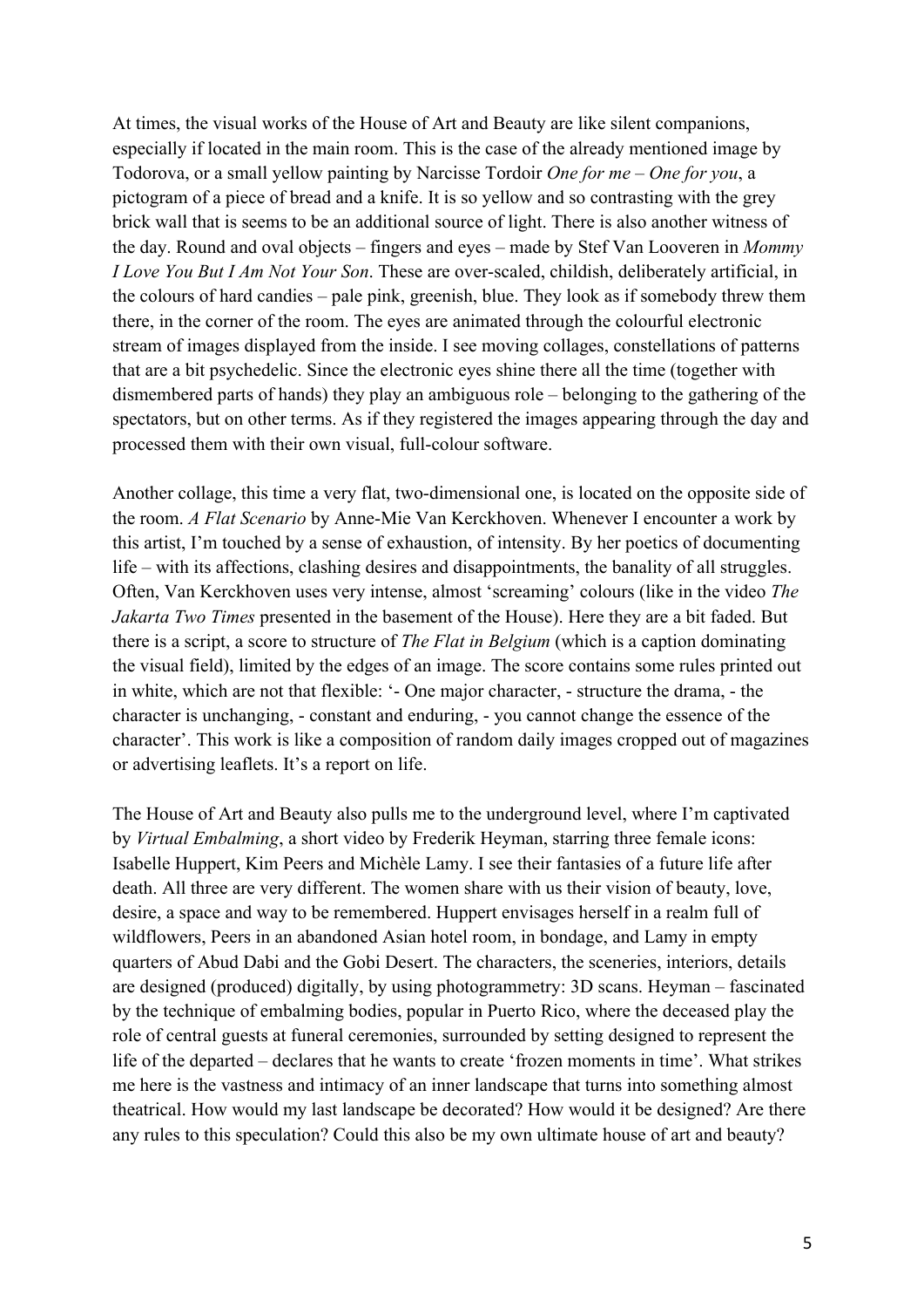At times, the visual works of the House of Art and Beauty are like silent companions, especially if located in the main room. This is the case of the already mentioned image by Todorova, or a small yellow painting by Narcisse Tordoir *One for me – One for you*, a pictogram of a piece of bread and a knife. It is so yellow and so contrasting with the grey brick wall that is seems to be an additional source of light. There is also another witness of the day. Round and oval objects – fingers and eyes – made by Stef Van Looveren in *Mommy I Love You But I Am Not Your Son*. These are over-scaled, childish, deliberately artificial, in the colours of hard candies – pale pink, greenish, blue. They look as if somebody threw them there, in the corner of the room. The eyes are animated through the colourful electronic stream of images displayed from the inside. I see moving collages, constellations of patterns that are a bit psychedelic. Since the electronic eyes shine there all the time (together with dismembered parts of hands) they play an ambiguous role – belonging to the gathering of the spectators, but on other terms. As if they registered the images appearing through the day and processed them with their own visual, full-colour software.

Another collage, this time a very flat, two-dimensional one, is located on the opposite side of the room. *A Flat Scenario* by Anne-Mie Van Kerckhoven. Whenever I encounter a work by this artist, I'm touched by a sense of exhaustion, of intensity. By her poetics of documenting life – with its affections, clashing desires and disappointments, the banality of all struggles. Often, Van Kerckhoven uses very intense, almost 'screaming' colours (like in the video *The Jakarta Two Times* presented in the basement of the House). Here they are a bit faded. But there is a script, a score to structure of *The Flat in Belgium* (which is a caption dominating the visual field), limited by the edges of an image. The score contains some rules printed out in white, which are not that flexible: '- One major character, - structure the drama, - the character is unchanging, - constant and enduring, - you cannot change the essence of the character'. This work is like a composition of random daily images cropped out of magazines or advertising leaflets. It's a report on life.

The House of Art and Beauty also pulls me to the underground level, where I'm captivated by *Virtual Embalming*, a short video by Frederik Heyman, starring three female icons: Isabelle Huppert, Kim Peers and Michèle Lamy. I see their fantasies of a future life after death. All three are very different. The women share with us their vision of beauty, love, desire, a space and way to be remembered. Huppert envisages herself in a realm full of wildflowers, Peers in an abandoned Asian hotel room, in bondage, and Lamy in empty quarters of Abud Dabi and the Gobi Desert. The characters, the sceneries, interiors, details are designed (produced) digitally, by using photogrammetry: 3D scans. Heyman – fascinated by the technique of embalming bodies, popular in Puerto Rico, where the deceased play the role of central guests at funeral ceremonies, surrounded by setting designed to represent the life of the departed – declares that he wants to create 'frozen moments in time'. What strikes me here is the vastness and intimacy of an inner landscape that turns into something almost theatrical. How would my last landscape be decorated? How would it be designed? Are there any rules to this speculation? Could this also be my own ultimate house of art and beauty?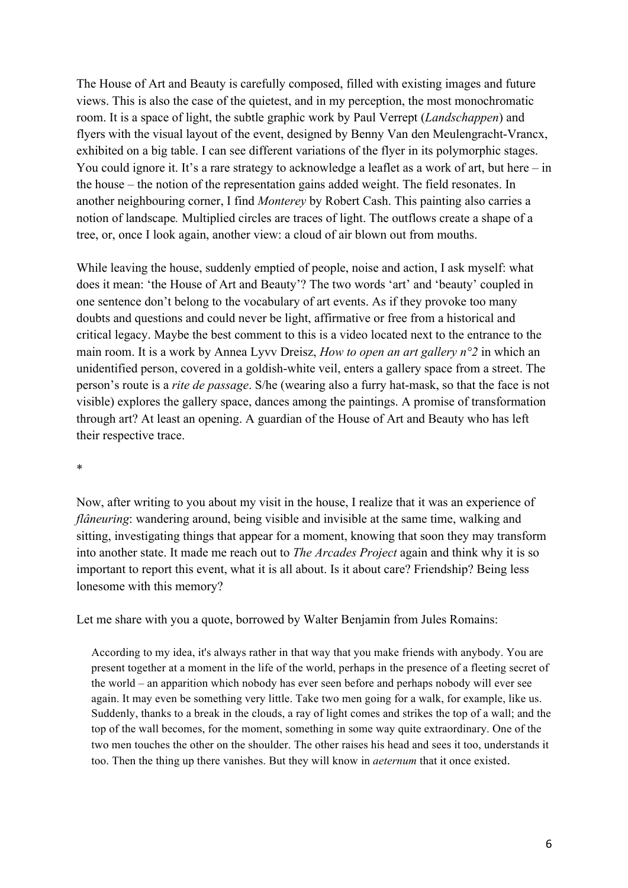The House of Art and Beauty is carefully composed, filled with existing images and future views. This is also the case of the quietest, and in my perception, the most monochromatic room. It is a space of light, the subtle graphic work by Paul Verrept (*Landschappen*) and flyers with the visual layout of the event, designed by Benny Van den Meulengracht-Vrancx, exhibited on a big table. I can see different variations of the flyer in its polymorphic stages. You could ignore it. It's a rare strategy to acknowledge a leaflet as a work of art, but here – in the house – the notion of the representation gains added weight. The field resonates. In another neighbouring corner, I find *Monterey* by Robert Cash. This painting also carries a notion of landscape*.* Multiplied circles are traces of light. The outflows create a shape of a tree, or, once I look again, another view: a cloud of air blown out from mouths.

While leaving the house, suddenly emptied of people, noise and action, I ask myself: what does it mean: 'the House of Art and Beauty'? The two words 'art' and 'beauty' coupled in one sentence don't belong to the vocabulary of art events. As if they provoke too many doubts and questions and could never be light, affirmative or free from a historical and critical legacy. Maybe the best comment to this is a video located next to the entrance to the main room. It is a work by Annea Lyvv Dreisz, *How to open an art gallery n°2* in which an unidentified person, covered in a goldish-white veil, enters a gallery space from a street. The person's route is a *rite de passage*. S/he (wearing also a furry hat-mask, so that the face is not visible) explores the gallery space, dances among the paintings. A promise of transformation through art? At least an opening. A guardian of the House of Art and Beauty who has left their respective trace.

*

Now, after writing to you about my visit in the house, I realize that it was an experience of *flâneuring*: wandering around, being visible and invisible at the same time, walking and sitting, investigating things that appear for a moment, knowing that soon they may transform into another state. It made me reach out to *The Arcades Project* again and think why it is so important to report this event, what it is all about. Is it about care? Friendship? Being less lonesome with this memory?

Let me share with you a quote, borrowed by Walter Benjamin from Jules Romains:

> According to my idea, it's always rather in that way that you make friends with anybody. You are present together at a moment in the life of the world, perhaps in the presence of a fleeting secret of the world – an apparition which nobody has ever seen before and perhaps nobody will ever see again. It may even be something very little. Take two men going for a walk, for example, like us. Suddenly, thanks to a break in the clouds, a ray of light comes and strikes the top of a wall; and the top of the wall becomes, for the moment, something in some way quite extraordinary. One of the two men touches the other on the shoulder. The other raises his head and sees it too, understands it too. Then the thing up there vanishes. But they will know in *aeternum* that it once existed.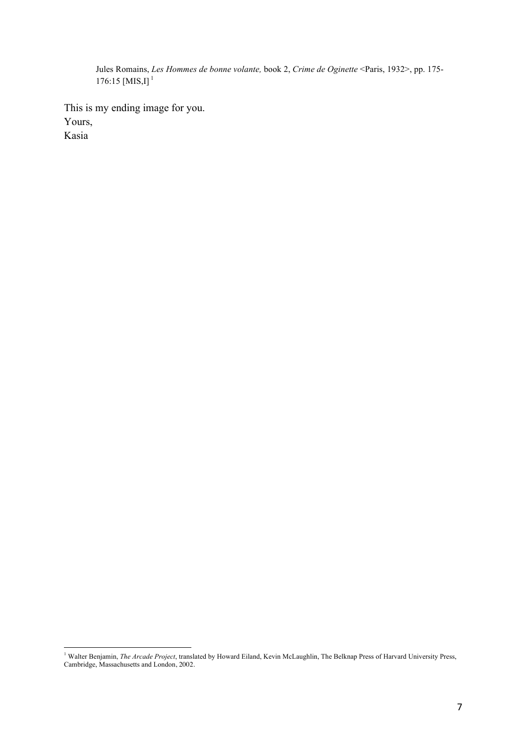Jules Romains, *Les Hommes de bonne volante,* book 2, *Crime de Oginette* <Paris, 1932>, pp. 175-176:15 [MIS,I] [1]

This is my ending image for you.
Yours,
Kasia

[1] Walter Benjamin, *The Arcade Project*, translated by Howard Eiland, Kevin McLaughlin, The Belknap Press of Harvard University Press, Cambridge, Massachusetts and London, 2002.